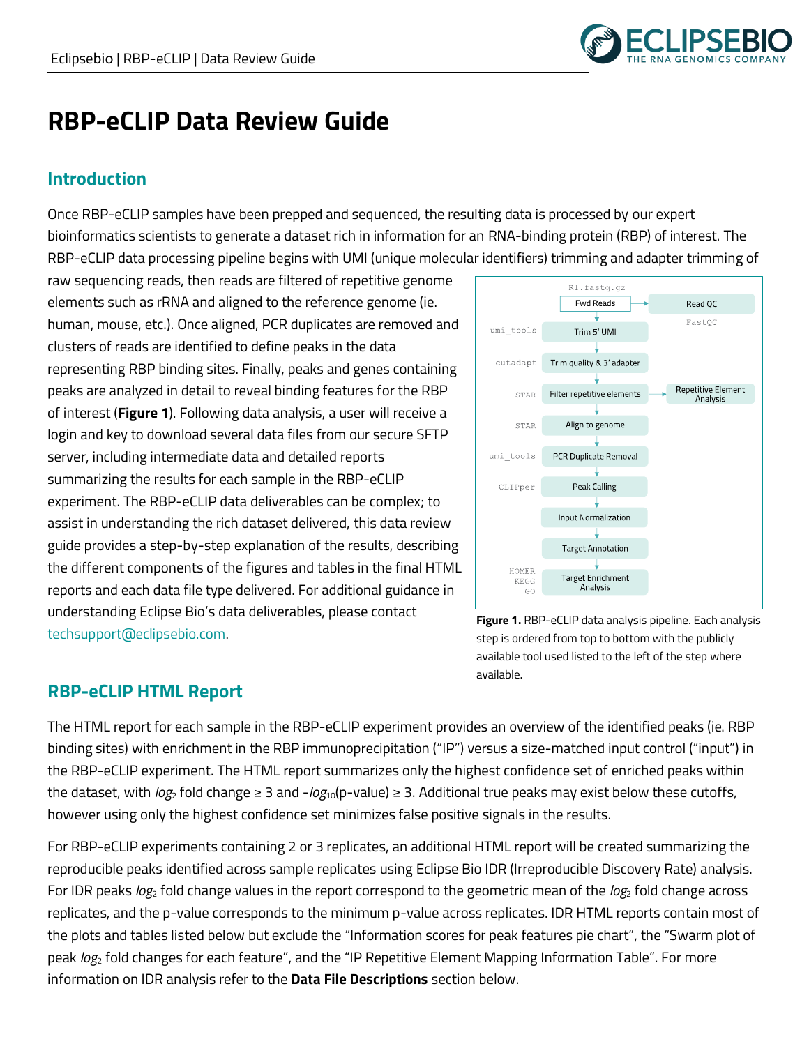# RBP-eCLIP Data Review Guide

## Introduction

Once RBP-eCLIP samples have been prepped and sequenced, the resulting data is processed by our expert bioinformatics scientists to generate a dataset rich in information for an RNA-binding protein (RBP) of interest. The RBP-eCLIP data processing pipeline begins with UMI (unique molecular identifiers) trimming and adapter trimming of raw sequencing reads, then reads are filtered of repetitive genome elements such as rRNA and aligned to the reference genome (ie. human, mouse, etc.). Once aligned, PCR duplicates are removed and clusters of reads are identified to define peaks in the data representing RBP binding sites. Finally, peaks and genes containing peaks are analyzed in detail to reveal binding features for the RBP of interest (**Figure 1**). Following data analysis, a user will receive a login and key to download several data files from our secure SFTP server, including intermediate data and detailed reports summarizing the results for each sample in the RBP-eCLIP experiment. The RBP-eCLIP data deliverables can be complex; to assist in understanding the rich dataset delivered, this data review guide provides a step-by-step explanation of the results, describing the different components of the figures and tables in the final HTML reports and each data file type delivered. For additional guidance in understanding Eclipse Bio's data deliverables, please contact techsupport@eclipsebio.com.

| Tool | Step | Side output |
|---|---|---|
| R1.fastq.gz | Fwd Reads | Read QC (FastQC) |
| umi_tools | Trim 5' UMI | |
| cutadapt | Trim quality & 3' adapter | |
| STAR | Filter repetitive elements | Repetitive Element Analysis |
| STAR | Align to genome | |
| umi_tools | PCR Duplicate Removal | |
| CLIPper | Peak Calling | |
| | Input Normalization | |
| | Target Annotation | |
| HOMER, KEGG, GO | Target Enrichment Analysis | |

**Figure 1.** RBP-eCLIP data analysis pipeline. Each analysis step is ordered from top to bottom with the publicly available tool used listed to the left of the step where available.

## RBP-eCLIP HTML Report

The HTML report for each sample in the RBP-eCLIP experiment provides an overview of the identified peaks (ie. RBP binding sites) with enrichment in the RBP immunoprecipitation ("IP") versus a size-matched input control ("input") in the RBP-eCLIP experiment. The HTML report summarizes only the highest confidence set of enriched peaks within the dataset, with $log_2$ fold change ≥ 3 and $-log_{10}$(p-value) ≥ 3. Additional true peaks may exist below these cutoffs, however using only the highest confidence set minimizes false positive signals in the results.

For RBP-eCLIP experiments containing 2 or 3 replicates, an additional HTML report will be created summarizing the reproducible peaks identified across sample replicates using Eclipse Bio IDR (Irreproducible Discovery Rate) analysis. For IDR peaks $log_2$ fold change values in the report correspond to the geometric mean of the $log_2$ fold change across replicates, and the p-value corresponds to the minimum p-value across replicates. IDR HTML reports contain most of the plots and tables listed below but exclude the "Information scores for peak features pie chart", the "Swarm plot of peak $log_2$ fold changes for each feature", and the "IP Repetitive Element Mapping Information Table". For more information on IDR analysis refer to the **Data File Descriptions** section below.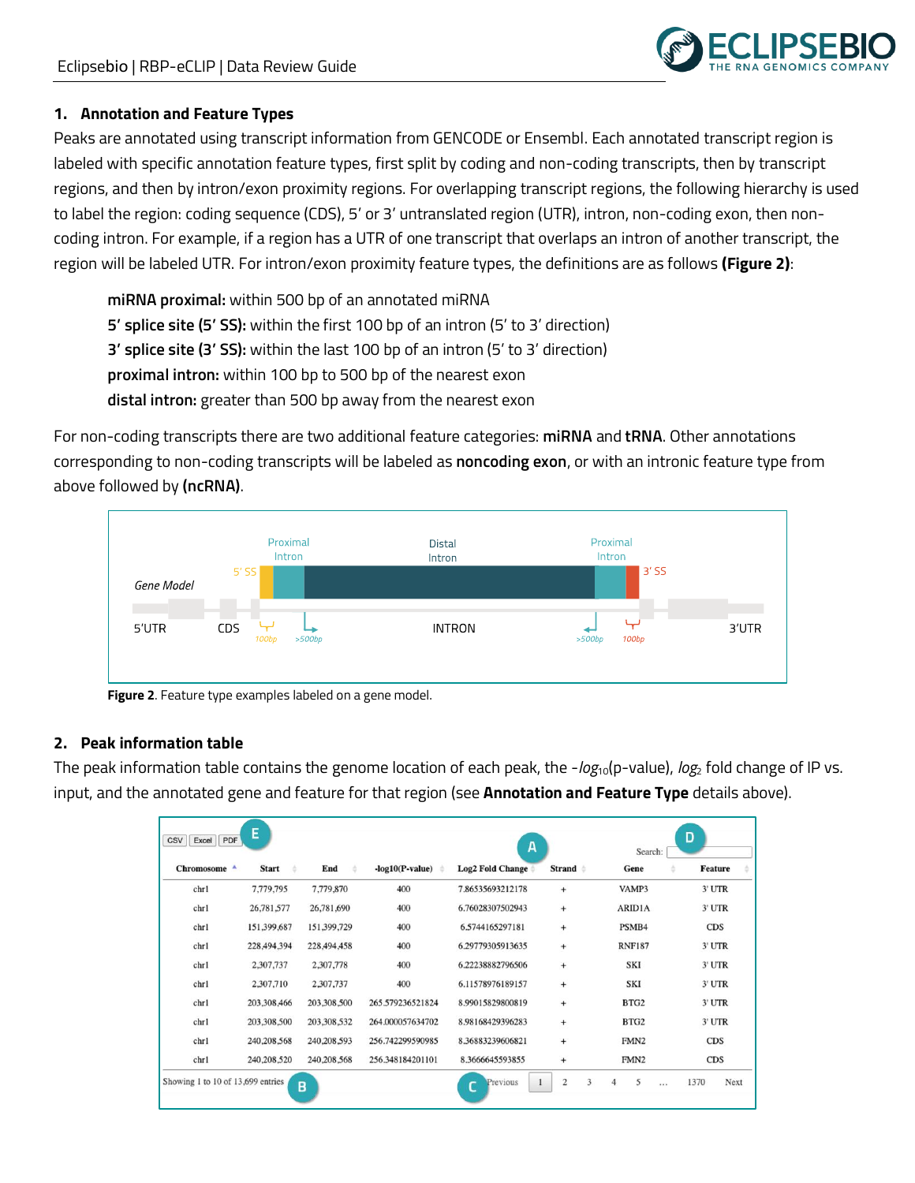## 1. Annotation and Feature Types

Peaks are annotated using transcript information from GENCODE or Ensembl. Each annotated transcript region is labeled with specific annotation feature types, first split by coding and non-coding transcripts, then by transcript regions, and then by intron/exon proximity regions. For overlapping transcript regions, the following hierarchy is used to label the region: coding sequence (CDS), 5' or 3' untranslated region (UTR), intron, non-coding exon, then non-coding intron. For example, if a region has a UTR of one transcript that overlaps an intron of another transcript, the region will be labeled UTR. For intron/exon proximity feature types, the definitions are as follows **(Figure 2)**:

**miRNA proximal:** within 500 bp of an annotated miRNA
**5' splice site (5' SS):** within the first 100 bp of an intron (5' to 3' direction)
**3' splice site (3' SS):** within the last 100 bp of an intron (5' to 3' direction)
**proximal intron:** within 100 bp to 500 bp of the nearest exon
**distal intron:** greater than 500 bp away from the nearest exon

For non-coding transcripts there are two additional feature categories: **miRNA** and **tRNA**. Other annotations corresponding to non-coding transcripts will be labeled as **noncoding exon**, or with an intronic feature type from above followed by **(ncRNA)**.

**Figure 2**. Feature type examples labeled on a gene model.

## 2. Peak information table

The peak information table contains the genome location of each peak, the $-log_{10}$(p-value), $log_2$ fold change of IP vs. input, and the annotated gene and feature for that region (see **Annotation and Feature Type** details above).

| Chromosome | Start | End | -log10(P-value) | Log2 Fold Change | Strand | Gene | Feature |
|---|---|---|---|---|---|---|---|
| chr1 | 7,779,795 | 7,779,870 | 400 | 7.86535693212178 | + | VAMP3 | 3' UTR |
| chr1 | 26,781,577 | 26,781,690 | 400 | 6.76028307502943 | + | ARID1A | 3' UTR |
| chr1 | 151,399,687 | 151,399,729 | 400 | 6.5744165297181 | + | PSMB4 | CDS |
| chr1 | 228,494,394 | 228,494,458 | 400 | 6.29779305913635 | + | RNF187 | 3' UTR |
| chr1 | 2,307,737 | 2,307,778 | 400 | 6.22238882796506 | + | SKI | 3' UTR |
| chr1 | 2,307,710 | 2,307,737 | 400 | 6.11578976189157 | + | SKI | 3' UTR |
| chr1 | 203,308,466 | 203,308,500 | 265.579236521824 | 8.99015829800819 | + | BTG2 | 3' UTR |
| chr1 | 203,308,500 | 203,308,532 | 264.000057634702 | 8.98168429396283 | + | BTG2 | 3' UTR |
| chr1 | 240,208,568 | 240,208,593 | 256.742299590985 | 8.36883239606821 | + | FMN2 | CDS |
| chr1 | 240,208,520 | 240,208,568 | 256.348184201101 | 8.3666645593855 | + | FMN2 | CDS |

Showing 1 to 10 of 13,699 entries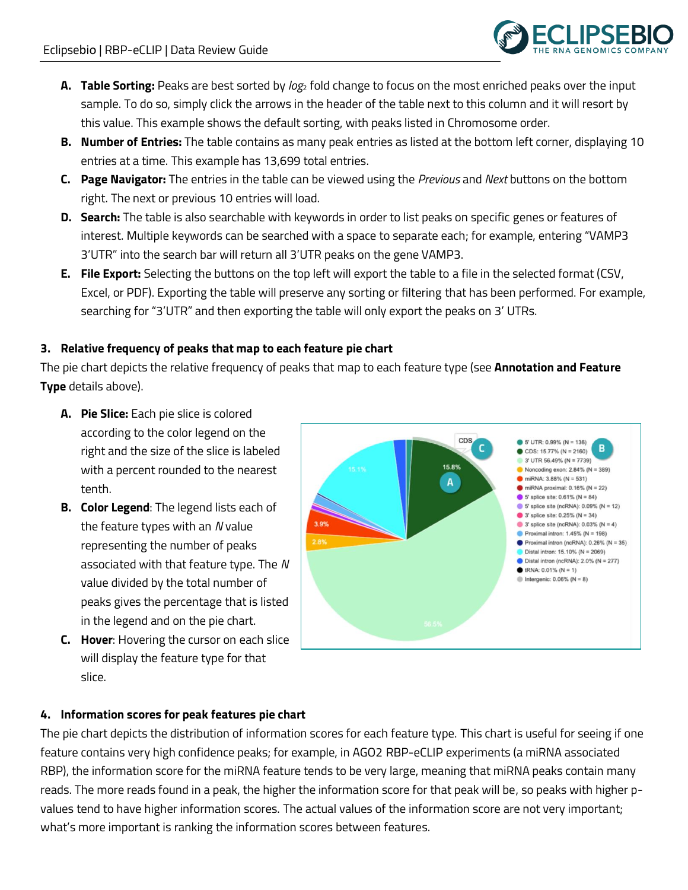A. **Table Sorting:** Peaks are best sorted by $log_2$ fold change to focus on the most enriched peaks over the input sample. To do so, simply click the arrows in the header of the table next to this column and it will resort by this value. This example shows the default sorting, with peaks listed in Chromosome order.

B. **Number of Entries:** The table contains as many peak entries as listed at the bottom left corner, displaying 10 entries at a time. This example has 13,699 total entries.

C. **Page Navigator:** The entries in the table can be viewed using the *Previous* and *Next* buttons on the bottom right. The next or previous 10 entries will load.

D. **Search:** The table is also searchable with keywords in order to list peaks on specific genes or features of interest. Multiple keywords can be searched with a space to separate each; for example, entering "VAMP3 3'UTR" into the search bar will return all 3'UTR peaks on the gene VAMP3.

E. **File Export:** Selecting the buttons on the top left will export the table to a file in the selected format (CSV, Excel, or PDF). Exporting the table will preserve any sorting or filtering that has been performed. For example, searching for "3'UTR" and then exporting the table will only export the peaks on 3' UTRs.

### 3. Relative frequency of peaks that map to each feature pie chart

The pie chart depicts the relative frequency of peaks that map to each feature type (see **Annotation and Feature Type** details above).

A. **Pie Slice:** Each pie slice is colored according to the color legend on the right and the size of the slice is labeled with a percent rounded to the nearest tenth.

B. **Color Legend**: The legend lists each of the feature types with an *N* value representing the number of peaks associated with that feature type. The *N* value divided by the total number of peaks gives the percentage that is listed in the legend and on the pie chart.

C. **Hover**: Hovering the cursor on each slice will display the feature type for that slice.

### 4. Information scores for peak features pie chart

The pie chart depicts the distribution of information scores for each feature type. This chart is useful for seeing if one feature contains very high confidence peaks; for example, in AGO2 RBP-eCLIP experiments (a miRNA associated RBP), the information score for the miRNA feature tends to be very large, meaning that miRNA peaks contain many reads. The more reads found in a peak, the higher the information score for that peak will be, so peaks with higher p-values tend to have higher information scores. The actual values of the information score are not very important; what's more important is ranking the information scores between features.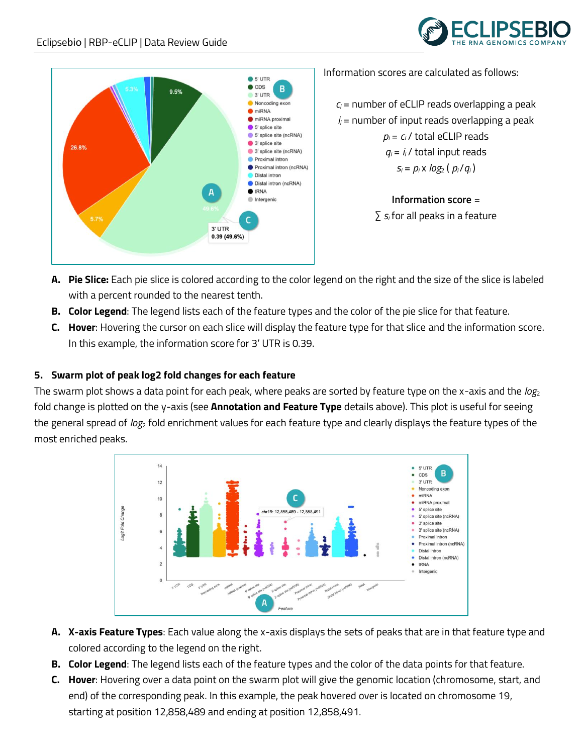Information scores are calculated as follows:

$c_i$ = number of eCLIP reads overlapping a peak

$i_i$ = number of input reads overlapping a peak

$$p_i = c_i \,/\, \text{total eCLIP reads}$$

$$q_i = i_i \,/\, \text{total input reads}$$

$$s_i = p_i \times \log_2(p_i / q_i)$$

**Information score** = $\sum s_i$ for all peaks in a feature

A. **Pie Slice:** Each pie slice is colored according to the color legend on the right and the size of the slice is labeled with a percent rounded to the nearest tenth.
B. **Color Legend**: The legend lists each of the feature types and the color of the pie slice for that feature.
C. **Hover**: Hovering the cursor on each slice will display the feature type for that slice and the information score. In this example, the information score for 3' UTR is 0.39.

## 5. Swarm plot of peak log2 fold changes for each feature

The swarm plot shows a data point for each peak, where peaks are sorted by feature type on the x-axis and the $log_2$ fold change is plotted on the y-axis (see **Annotation and Feature Type** details above). This plot is useful for seeing the general spread of $log_2$ fold enrichment values for each feature type and clearly displays the feature types of the most enriched peaks.

A. **X-axis Feature Types**: Each value along the x-axis displays the sets of peaks that are in that feature type and colored according to the legend on the right.
B. **Color Legend**: The legend lists each of the feature types and the color of the data points for that feature.
C. **Hover**: Hovering over a data point on the swarm plot will give the genomic location (chromosome, start, and end) of the corresponding peak. In this example, the peak hovered over is located on chromosome 19, starting at position 12,858,489 and ending at position 12,858,491.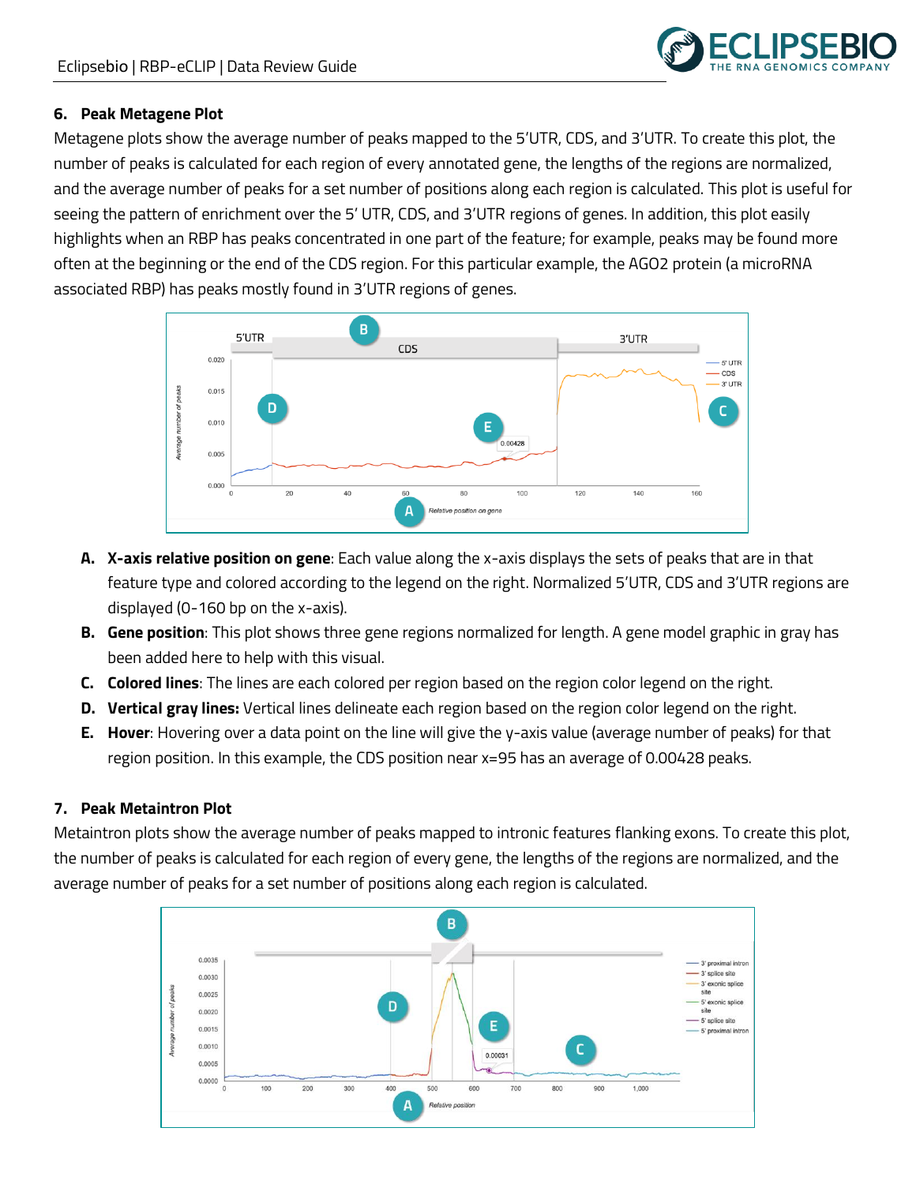## 6. Peak Metagene Plot

Metagene plots show the average number of peaks mapped to the 5'UTR, CDS, and 3'UTR. To create this plot, the number of peaks is calculated for each region of every annotated gene, the lengths of the regions are normalized, and the average number of peaks for a set number of positions along each region is calculated. This plot is useful for seeing the pattern of enrichment over the 5' UTR, CDS, and 3'UTR regions of genes. In addition, this plot easily highlights when an RBP has peaks concentrated in one part of the feature; for example, peaks may be found more often at the beginning or the end of the CDS region. For this particular example, the AGO2 protein (a microRNA associated RBP) has peaks mostly found in 3'UTR regions of genes.

A. **X-axis relative position on gene**: Each value along the x-axis displays the sets of peaks that are in that feature type and colored according to the legend on the right. Normalized 5'UTR, CDS and 3'UTR regions are displayed (0-160 bp on the x-axis).
B. **Gene position**: This plot shows three gene regions normalized for length. A gene model graphic in gray has been added here to help with this visual.
C. **Colored lines**: The lines are each colored per region based on the region color legend on the right.
D. **Vertical gray lines:** Vertical lines delineate each region based on the region color legend on the right.
E. **Hover**: Hovering over a data point on the line will give the y-axis value (average number of peaks) for that region position. In this example, the CDS position near x=95 has an average of 0.00428 peaks.

## 7. Peak Metaintron Plot

Metaintron plots show the average number of peaks mapped to intronic features flanking exons. To create this plot, the number of peaks is calculated for each region of every gene, the lengths of the regions are normalized, and the average number of peaks for a set number of positions along each region is calculated.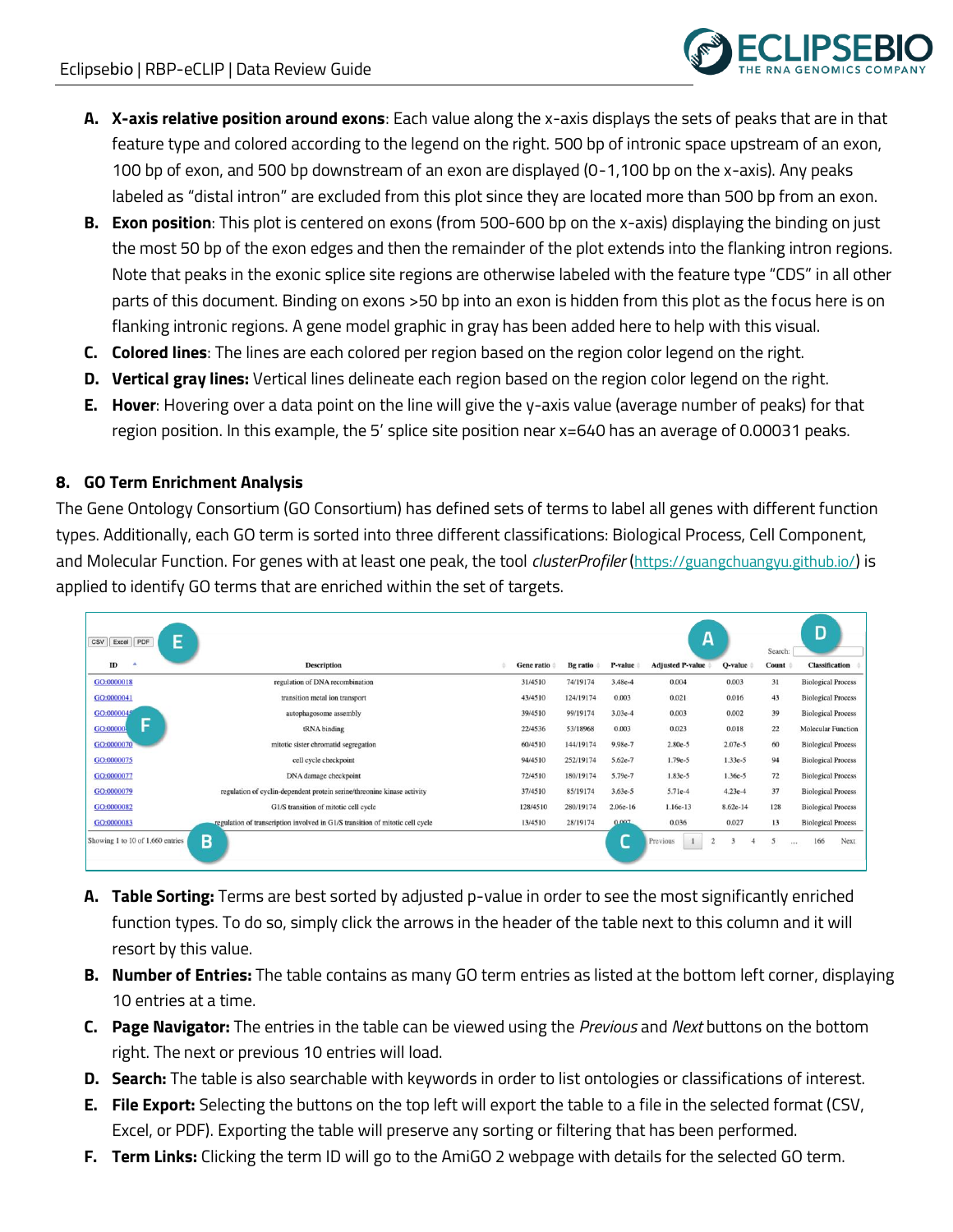A. **X-axis relative position around exons**: Each value along the x-axis displays the sets of peaks that are in that feature type and colored according to the legend on the right. 500 bp of intronic space upstream of an exon, 100 bp of exon, and 500 bp downstream of an exon are displayed (0-1,100 bp on the x-axis). Any peaks labeled as "distal intron" are excluded from this plot since they are located more than 500 bp from an exon.

B. **Exon position**: This plot is centered on exons (from 500-600 bp on the x-axis) displaying the binding on just the most 50 bp of the exon edges and then the remainder of the plot extends into the flanking intron regions. Note that peaks in the exonic splice site regions are otherwise labeled with the feature type "CDS" in all other parts of this document. Binding on exons >50 bp into an exon is hidden from this plot as the focus here is on flanking intronic regions. A gene model graphic in gray has been added here to help with this visual.

C. **Colored lines**: The lines are each colored per region based on the region color legend on the right.

D. **Vertical gray lines:** Vertical lines delineate each region based on the region color legend on the right.

E. **Hover**: Hovering over a data point on the line will give the y-axis value (average number of peaks) for that region position. In this example, the 5' splice site position near x=640 has an average of 0.00031 peaks.

## 8. GO Term Enrichment Analysis

The Gene Ontology Consortium (GO Consortium) has defined sets of terms to label all genes with different function types. Additionally, each GO term is sorted into three different classifications: Biological Process, Cell Component, and Molecular Function. For genes with at least one peak, the tool *clusterProfiler* (https://guangchuangyu.github.io/) is applied to identify GO terms that are enriched within the set of targets.

CSV | Excel | PDF (E) — Search: (D) — (A)

| ID | Description | Gene ratio | Bg ratio | P-value | Adjusted P-value | Q-value | Count | Classification |
|---|---|---|---|---|---|---|---|---|
| GO:0000018 | regulation of DNA recombination | 31/4510 | 74/19174 | 3.48e-4 | 0.004 | 0.003 | 31 | Biological Process |
| GO:0000041 | transition metal ion transport | 43/4510 | 124/19174 | 0.003 | 0.021 | 0.016 | 43 | Biological Process |
| GO:000004 (F) | autophagosome assembly | 39/4510 | 99/19174 | 3.03e-4 | 0.003 | 0.002 | 39 | Biological Process |
| GO:00000 | tRNA binding | 22/4536 | 53/18968 | 0.003 | 0.023 | 0.018 | 22 | Molecular Function |
| GO:0000070 | mitotic sister chromatid segregation | 60/4510 | 144/19174 | 9.98e-7 | 2.80e-5 | 2.07e-5 | 60 | Biological Process |
| GO:0000075 | cell cycle checkpoint | 94/4510 | 252/19174 | 5.62e-7 | 1.79e-5 | 1.33e-5 | 94 | Biological Process |
| GO:0000077 | DNA damage checkpoint | 72/4510 | 180/19174 | 5.79e-7 | 1.83e-5 | 1.36e-5 | 72 | Biological Process |
| GO:0000079 | regulation of cyclin-dependent protein serine/threonine kinase activity | 37/4510 | 85/19174 | 3.63e-5 | 5.71e-4 | 4.23e-4 | 37 | Biological Process |
| GO:0000082 | G1/S transition of mitotic cell cycle | 128/4510 | 280/19174 | 2.06e-16 | 1.16e-13 | 8.62e-14 | 128 | Biological Process |
| GO:0000083 | regulation of transcription involved in G1/S transition of mitotic cell cycle | 13/4510 | 28/19174 | 0.007 | 0.036 | 0.027 | 13 | Biological Process |

Showing 1 to 10 of 1,660 entries (B) — (C) Previous 1 2 3 4 5 … 166 Next

A. **Table Sorting:** Terms are best sorted by adjusted p-value in order to see the most significantly enriched function types. To do so, simply click the arrows in the header of the table next to this column and it will resort by this value.

B. **Number of Entries:** The table contains as many GO term entries as listed at the bottom left corner, displaying 10 entries at a time.

C. **Page Navigator:** The entries in the table can be viewed using the *Previous* and *Next* buttons on the bottom right. The next or previous 10 entries will load.

D. **Search:** The table is also searchable with keywords in order to list ontologies or classifications of interest.

E. **File Export:** Selecting the buttons on the top left will export the table to a file in the selected format (CSV, Excel, or PDF). Exporting the table will preserve any sorting or filtering that has been performed.

F. **Term Links:** Clicking the term ID will go to the AmiGO 2 webpage with details for the selected GO term.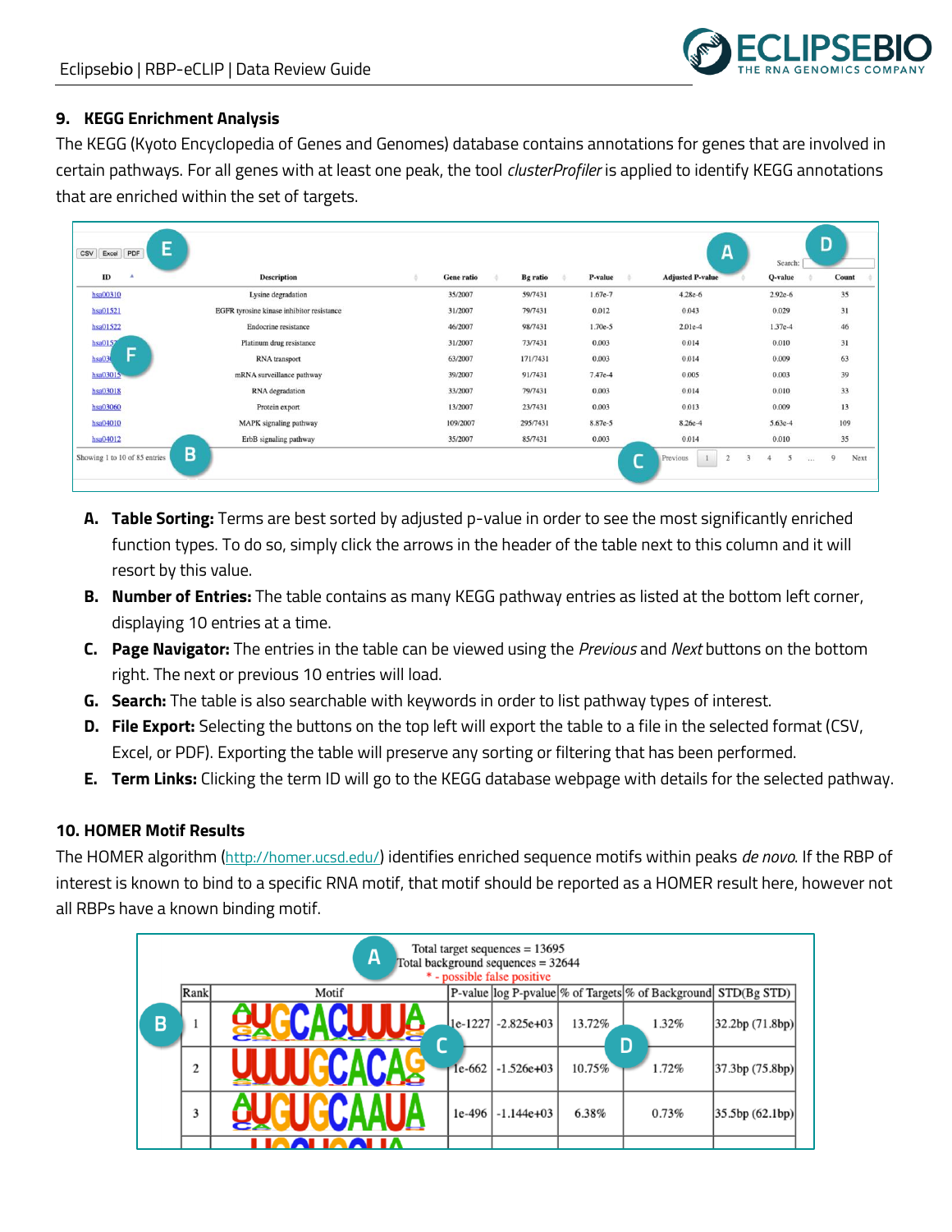## 9. KEGG Enrichment Analysis

The KEGG (Kyoto Encyclopedia of Genes and Genomes) database contains annotations for genes that are involved in certain pathways. For all genes with at least one peak, the tool *clusterProfiler* is applied to identify KEGG annotations that are enriched within the set of targets.

| ID | Description | Gene ratio | Bg ratio | P-value | Adjusted P-value | Q-value | Count |
|---|---|---|---|---|---|---|---|
| hsa00310 | Lysine degradation | 35/2007 | 59/7431 | 1.67e-7 | 4.28e-6 | 2.92e-6 | 35 |
| hsa01521 | EGFR tyrosine kinase inhibitor resistance | 31/2007 | 79/7431 | 0.012 | 0.043 | 0.029 | 31 |
| hsa01522 | Endocrine resistance | 46/2007 | 98/7431 | 1.70e-5 | 2.01e-4 | 1.37e-4 | 46 |
| hsa0152 | Platinum drug resistance | 31/2007 | 73/7431 | 0.003 | 0.014 | 0.010 | 31 |
| hsa03 | RNA transport | 63/2007 | 171/7431 | 0.003 | 0.014 | 0.009 | 63 |
| hsa03015 | mRNA surveillance pathway | 39/2007 | 91/7431 | 7.47e-4 | 0.005 | 0.003 | 39 |
| hsa03018 | RNA degradation | 33/2007 | 79/7431 | 0.003 | 0.014 | 0.010 | 33 |
| hsa03060 | Protein export | 13/2007 | 23/7431 | 0.003 | 0.013 | 0.009 | 13 |
| hsa04010 | MAPK signaling pathway | 109/2007 | 295/7431 | 8.87e-5 | 8.26e-4 | 5.63e-4 | 109 |
| hsa04012 | ErbB signaling pathway | 35/2007 | 85/7431 | 0.003 | 0.014 | 0.010 | 35 |

Showing 1 to 10 of 85 entries

A. **Table Sorting:** Terms are best sorted by adjusted p-value in order to see the most significantly enriched function types. To do so, simply click the arrows in the header of the table next to this column and it will resort by this value.

B. **Number of Entries:** The table contains as many KEGG pathway entries as listed at the bottom left corner, displaying 10 entries at a time.

C. **Page Navigator:** The entries in the table can be viewed using the *Previous* and *Next* buttons on the bottom right. The next or previous 10 entries will load.

G. **Search:** The table is also searchable with keywords in order to list pathway types of interest.

D. **File Export:** Selecting the buttons on the top left will export the table to a file in the selected format (CSV, Excel, or PDF). Exporting the table will preserve any sorting or filtering that has been performed.

E. **Term Links:** Clicking the term ID will go to the KEGG database webpage with details for the selected pathway.

## 10. HOMER Motif Results

The HOMER algorithm (http://homer.ucsd.edu/) identifies enriched sequence motifs within peaks *de novo*. If the RBP of interest is known to bind to a specific RNA motif, that motif should be reported as a HOMER result here, however not all RBPs have a known binding motif.

Total target sequences = 13695
Total background sequences = 32644
\* - possible false positive

| Rank | Motif | P-value | log P-pvalue | % of Targets | % of Background | STD(Bg STD) |
|---|---|---|---|---|---|---|
| 1 | UGCACUUUA | 1e-1227 | -2.825e+03 | 13.72% | 1.32% | 32.2bp (71.8bp) |
| 2 | UUUUGCACAG | 1e-662 | -1.526e+03 | 10.75% | 1.72% | 37.3bp (75.8bp) |
| 3 | UGUGCAAUA | 1e-496 | -1.144e+03 | 6.38% | 0.73% | 35.5bp (62.1bp) |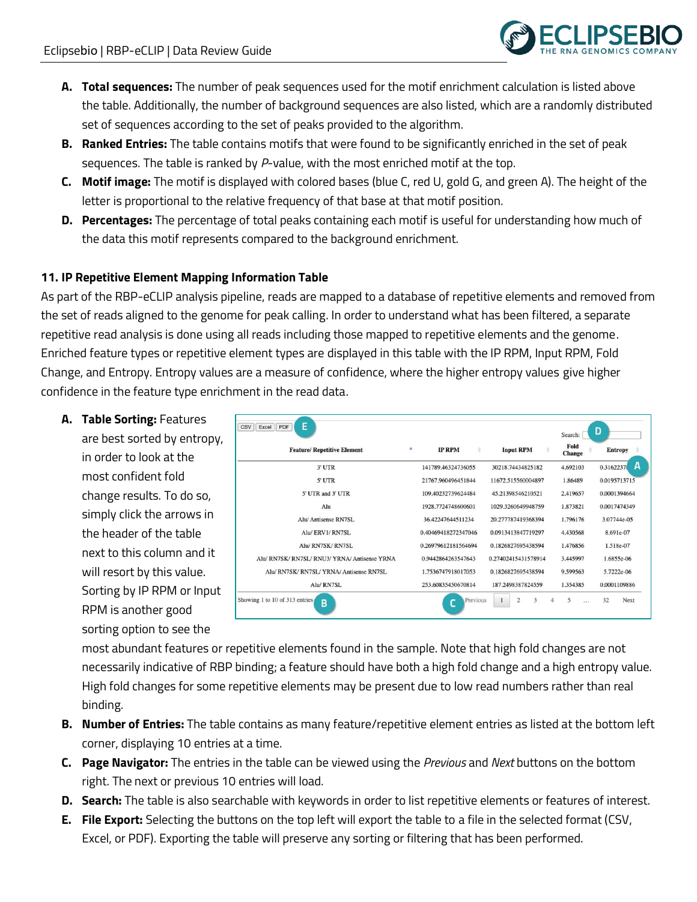A. **Total sequences:** The number of peak sequences used for the motif enrichment calculation is listed above the table. Additionally, the number of background sequences are also listed, which are a randomly distributed set of sequences according to the set of peaks provided to the algorithm.
B. **Ranked Entries:** The table contains motifs that were found to be significantly enriched in the set of peak sequences. The table is ranked by *P*-value, with the most enriched motif at the top.
C. **Motif image:** The motif is displayed with colored bases (blue C, red U, gold G, and green A). The height of the letter is proportional to the relative frequency of that base at that motif position.
D. **Percentages:** The percentage of total peaks containing each motif is useful for understanding how much of the data this motif represents compared to the background enrichment.

### 11. IP Repetitive Element Mapping Information Table

As part of the RBP-eCLIP analysis pipeline, reads are mapped to a database of repetitive elements and removed from the set of reads aligned to the genome for peak calling. In order to understand what has been filtered, a separate repetitive read analysis is done using all reads including those mapped to repetitive elements and the genome. Enriched feature types or repetitive element types are displayed in this table with the IP RPM, Input RPM, Fold Change, and Entropy. Entropy values are a measure of confidence, where the higher entropy values give higher confidence in the feature type enrichment in the read data.

CSV | Excel | PDF **E**

Search: **D**

| Feature/ Repetitive Element | IP RPM | Input RPM | Fold Change | Entropy |
|---|---|---|---|---|
| 3' UTR | 141789.46324736055 | 30218.74434825182 | 4.692103 | 0.31622378 **A** |
| 5' UTR | 21767.960496451844 | 11672.515560004897 | 1.86489 | 0.0195713715 |
| 5' UTR and 3' UTR | 109.40232739624484 | 45.21398546210521 | 2.419657 | 0.0001394664 |
| Alu | 1928.7724748600601 | 1029.3260649948759 | 1.873821 | 0.0017474349 |
| Alu/ Antisense RN7SL | 36.42247644511234 | 20.277787419368394 | 1.796176 | 3.07744e-05 |
| Alu/ ERV1/ RN7SL | 0.40469418272347046 | 0.0913413847719297 | 4.430568 | 8.691e-07 |
| Alu/ RN7SK/ RN7SL | 0.26979612181564694 | 0.1826827695438594 | 1.476856 | 1.518e-07 |
| Alu/ RN7SK/ RN7SL/ RNU3/ YRNA/ Antisense YRNA | 0.9442864263547643 | 0.27402415431578914 | 3.445997 | 1.6855e-06 |
| Alu/ RN7SK/ RN7SL/ YRNA/ Antisense RN7SL | 1.7536747918017053 | 0.1826827695438594 | 9.599563 | 5.7222e-06 |
| Alu/ RN7SL | 253.60835450670814 | 187.2498387824559 | 1.354385 | 0.0001109886 |

Showing 1 to 10 of 313 entries **B** **C** Previous 1 2 3 4 5 … 32 Next

A. **Table Sorting:** Features are best sorted by entropy, in order to look at the most confident fold change results. To do so, simply click the arrows in the header of the table next to this column and it will resort by this value. Sorting by IP RPM or Input RPM is another good sorting option to see the most abundant features or repetitive elements found in the sample. Note that high fold changes are not necessarily indicative of RBP binding; a feature should have both a high fold change and a high entropy value. High fold changes for some repetitive elements may be present due to low read numbers rather than real binding.
B. **Number of Entries:** The table contains as many feature/repetitive element entries as listed at the bottom left corner, displaying 10 entries at a time.
C. **Page Navigator:** The entries in the table can be viewed using the *Previous* and *Next* buttons on the bottom right. The next or previous 10 entries will load.
D. **Search:** The table is also searchable with keywords in order to list repetitive elements or features of interest.
E. **File Export:** Selecting the buttons on the top left will export the table to a file in the selected format (CSV, Excel, or PDF). Exporting the table will preserve any sorting or filtering that has been performed.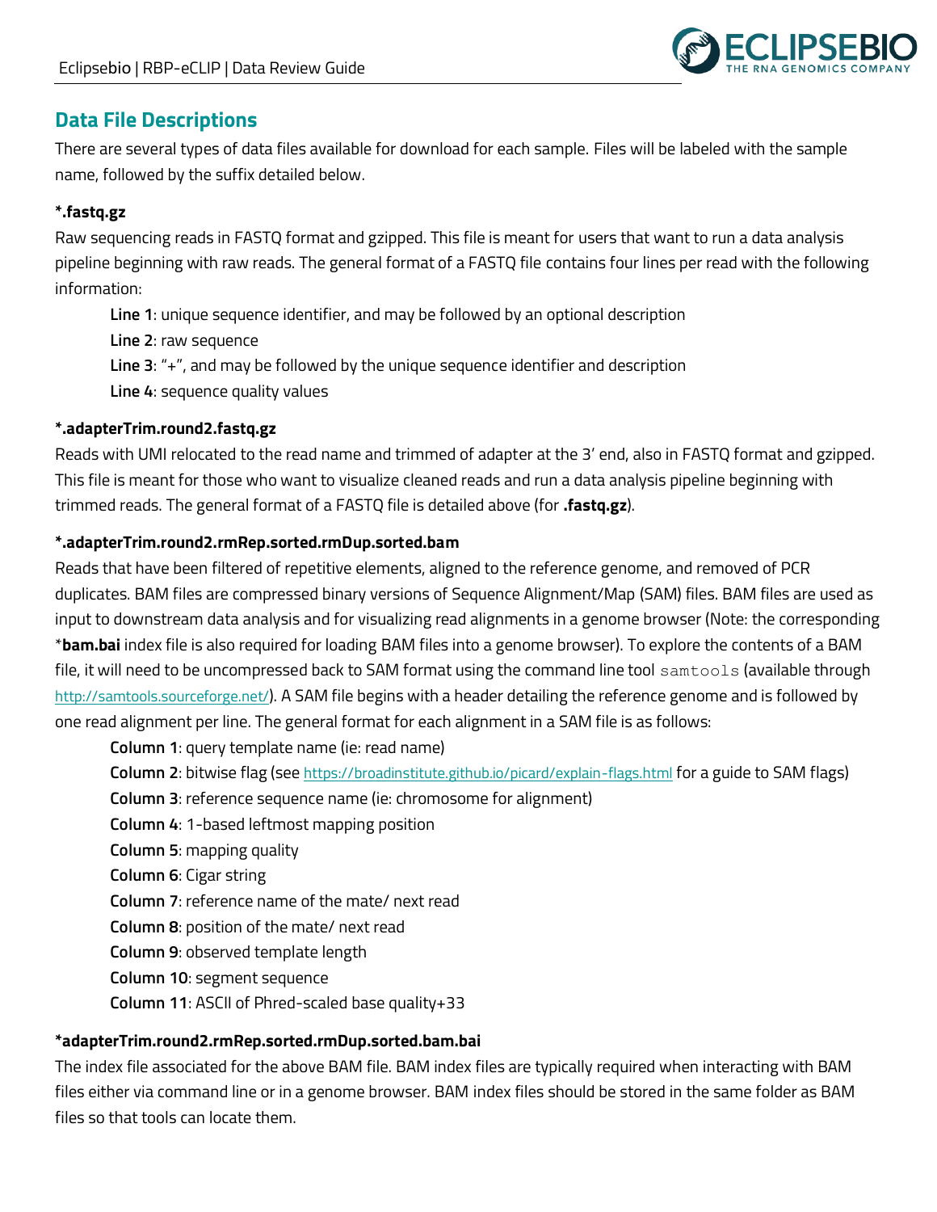## Data File Descriptions

There are several types of data files available for download for each sample. Files will be labeled with the sample name, followed by the suffix detailed below.

**\*.fastq.gz**

Raw sequencing reads in FASTQ format and gzipped. This file is meant for users that want to run a data analysis pipeline beginning with raw reads. The general format of a FASTQ file contains four lines per read with the following information:

- **Line 1**: unique sequence identifier, and may be followed by an optional description
- **Line 2**: raw sequence
- **Line 3**: "+", and may be followed by the unique sequence identifier and description
- **Line 4**: sequence quality values

**\*.adapterTrim.round2.fastq.gz**

Reads with UMI relocated to the read name and trimmed of adapter at the 3′ end, also in FASTQ format and gzipped. This file is meant for those who want to visualize cleaned reads and run a data analysis pipeline beginning with trimmed reads. The general format of a FASTQ file is detailed above (for **.fastq.gz**).

**\*.adapterTrim.round2.rmRep.sorted.rmDup.sorted.bam**

Reads that have been filtered of repetitive elements, aligned to the reference genome, and removed of PCR duplicates. BAM files are compressed binary versions of Sequence Alignment/Map (SAM) files. BAM files are used as input to downstream data analysis and for visualizing read alignments in a genome browser (Note: the corresponding \***bam.bai** index file is also required for loading BAM files into a genome browser). To explore the contents of a BAM file, it will need to be uncompressed back to SAM format using the command line tool `samtools` (available through http://samtools.sourceforge.net/). A SAM file begins with a header detailing the reference genome and is followed by one read alignment per line. The general format for each alignment in a SAM file is as follows:

- **Column 1**: query template name (ie: read name)
- **Column 2**: bitwise flag (see https://broadinstitute.github.io/picard/explain-flags.html for a guide to SAM flags)
- **Column 3**: reference sequence name (ie: chromosome for alignment)
- **Column 4**: 1-based leftmost mapping position
- **Column 5**: mapping quality
- **Column 6**: Cigar string
- **Column 7**: reference name of the mate/ next read
- **Column 8**: position of the mate/ next read
- **Column 9**: observed template length
- **Column 10**: segment sequence
- **Column 11**: ASCII of Phred-scaled base quality+33

**\*adapterTrim.round2.rmRep.sorted.rmDup.sorted.bam.bai**

The index file associated for the above BAM file. BAM index files are typically required when interacting with BAM files either via command line or in a genome browser. BAM index files should be stored in the same folder as BAM files so that tools can locate them.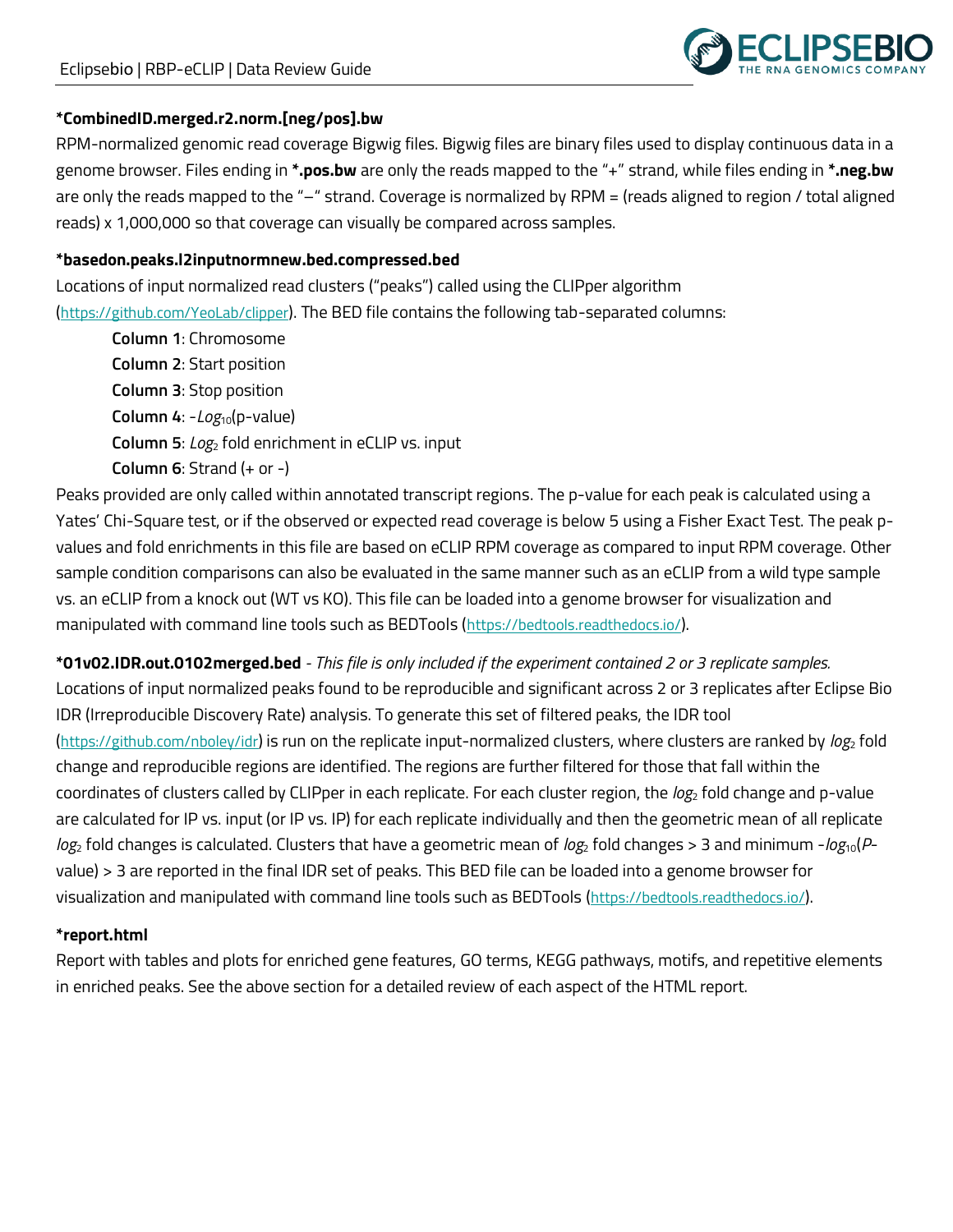**\*CombinedID.merged.r2.norm.[neg/pos].bw**

RPM-normalized genomic read coverage Bigwig files. Bigwig files are binary files used to display continuous data in a genome browser. Files ending in **\*.pos.bw** are only the reads mapped to the "+" strand, while files ending in **\*.neg.bw** are only the reads mapped to the "–" strand. Coverage is normalized by RPM = (reads aligned to region / total aligned reads) x 1,000,000 so that coverage can visually be compared across samples.

**\*basedon.peaks.l2inputnormnew.bed.compressed.bed**

Locations of input normalized read clusters ("peaks") called using the CLIPper algorithm (https://github.com/YeoLab/clipper). The BED file contains the following tab-separated columns:

- **Column 1**: Chromosome
- **Column 2**: Start position
- **Column 3**: Stop position
- **Column 4**: $-Log_{10}$(p-value)
- **Column 5**: $Log_2$ fold enrichment in eCLIP vs. input
- **Column 6**: Strand (+ or -)

Peaks provided are only called within annotated transcript regions. The p-value for each peak is calculated using a Yates' Chi-Square test, or if the observed or expected read coverage is below 5 using a Fisher Exact Test. The peak p-values and fold enrichments in this file are based on eCLIP RPM coverage as compared to input RPM coverage. Other sample condition comparisons can also be evaluated in the same manner such as an eCLIP from a wild type sample vs. an eCLIP from a knock out (WT vs KO). This file can be loaded into a genome browser for visualization and manipulated with command line tools such as BEDTools (https://bedtools.readthedocs.io/).

**\*01v02.IDR.out.0102merged.bed** - *This file is only included if the experiment contained 2 or 3 replicate samples.*

Locations of input normalized peaks found to be reproducible and significant across 2 or 3 replicates after Eclipse Bio IDR (Irreproducible Discovery Rate) analysis. To generate this set of filtered peaks, the IDR tool (https://github.com/nboley/idr) is run on the replicate input-normalized clusters, where clusters are ranked by $log_2$ fold change and reproducible regions are identified. The regions are further filtered for those that fall within the coordinates of clusters called by CLIPper in each replicate. For each cluster region, the $log_2$ fold change and p-value are calculated for IP vs. input (or IP vs. IP) for each replicate individually and then the geometric mean of all replicate $log_2$ fold changes is calculated. Clusters that have a geometric mean of $log_2$ fold changes > 3 and minimum $-log_{10}$(*P*-value) > 3 are reported in the final IDR set of peaks. This BED file can be loaded into a genome browser for visualization and manipulated with command line tools such as BEDTools (https://bedtools.readthedocs.io/).

**\*report.html**

Report with tables and plots for enriched gene features, GO terms, KEGG pathways, motifs, and repetitive elements in enriched peaks. See the above section for a detailed review of each aspect of the HTML report.